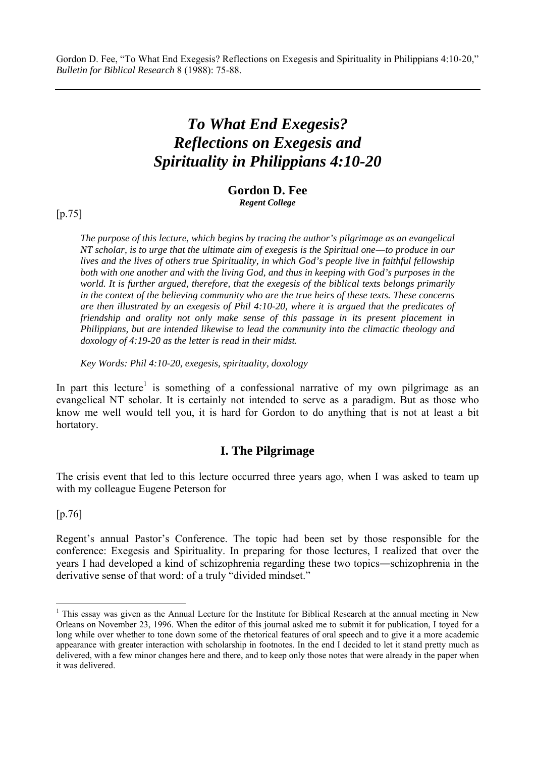Gordon D. Fee, "To What End Exegesis? Reflections on Exegesis and Spirituality in Philippians 4:10-20," *Bulletin for Biblical Research* 8 (1988): 75-88.

---

# *To What End Exegesis? Reflections on Exegesis and Spirituality in Philippians 4:10-20*

**Gordon D. Fee**
***Regent College***

[p.75]

*The purpose of this lecture, which begins by tracing the author's pilgrimage as an evangelical NT scholar, is to urge that the ultimate aim of exegesis is the Spiritual one―to produce in our lives and the lives of others true Spirituality, in which God's people live in faithful fellowship both with one another and with the living God, and thus in keeping with God's purposes in the world. It is further argued, therefore, that the exegesis of the biblical texts belongs primarily in the context of the believing community who are the true heirs of these texts. These concerns are then illustrated by an exegesis of Phil 4:10-20, where it is argued that the predicates of friendship and orality not only make sense of this passage in its present placement in Philippians, but are intended likewise to lead the community into the climactic theology and doxology of 4:19-20 as the letter is read in their midst.*

*Key Words: Phil 4:10-20, exegesis, spirituality, doxology*

In part this lecture[1] is something of a confessional narrative of my own pilgrimage as an evangelical NT scholar. It is certainly not intended to serve as a paradigm. But as those who know me well would tell you, it is hard for Gordon to do anything that is not at least a bit hortatory.

## I. The Pilgrimage

The crisis event that led to this lecture occurred three years ago, when I was asked to team up with my colleague Eugene Peterson for

[p.76]

Regent's annual Pastor's Conference. The topic had been set by those responsible for the conference: Exegesis and Spirituality. In preparing for those lectures, I realized that over the years I had developed a kind of schizophrenia regarding these two topics―schizophrenia in the derivative sense of that word: of a truly "divided mindset."

---

[1] This essay was given as the Annual Lecture for the Institute for Biblical Research at the annual meeting in New Orleans on November 23, 1996. When the editor of this journal asked me to submit it for publication, I toyed for a long while over whether to tone down some of the rhetorical features of oral speech and to give it a more academic appearance with greater interaction with scholarship in footnotes. In the end I decided to let it stand pretty much as delivered, with a few minor changes here and there, and to keep only those notes that were already in the paper when it was delivered.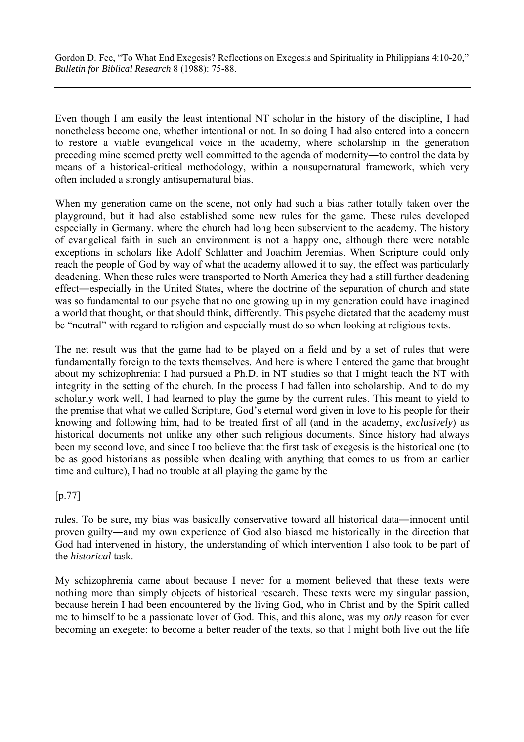Even though I am easily the least intentional NT scholar in the history of the discipline, I had nonetheless become one, whether intentional or not. In so doing I had also entered into a concern to restore a viable evangelical voice in the academy, where scholarship in the generation preceding mine seemed pretty well committed to the agenda of modernity―to control the data by means of a historical-critical methodology, within a nonsupernatural framework, which very often included a strongly antisupernatural bias.

When my generation came on the scene, not only had such a bias rather totally taken over the playground, but it had also established some new rules for the game. These rules developed especially in Germany, where the church had long been subservient to the academy. The history of evangelical faith in such an environment is not a happy one, although there were notable exceptions in scholars like Adolf Schlatter and Joachim Jeremias. When Scripture could only reach the people of God by way of what the academy allowed it to say, the effect was particularly deadening. When these rules were transported to North America they had a still further deadening effect―especially in the United States, where the doctrine of the separation of church and state was so fundamental to our psyche that no one growing up in my generation could have imagined a world that thought, or that should think, differently. This psyche dictated that the academy must be "neutral" with regard to religion and especially must do so when looking at religious texts.

The net result was that the game had to be played on a field and by a set of rules that were fundamentally foreign to the texts themselves. And here is where I entered the game that brought about my schizophrenia: I had pursued a Ph.D. in NT studies so that I might teach the NT with integrity in the setting of the church. In the process I had fallen into scholarship. And to do my scholarly work well, I had learned to play the game by the current rules. This meant to yield to the premise that what we called Scripture, God's eternal word given in love to his people for their knowing and following him, had to be treated first of all (and in the academy, *exclusively*) as historical documents not unlike any other such religious documents. Since history had always been my second love, and since I too believe that the first task of exegesis is the historical one (to be as good historians as possible when dealing with anything that comes to us from an earlier time and culture), I had no trouble at all playing the game by the

[p.77]

rules. To be sure, my bias was basically conservative toward all historical data―innocent until proven guilty―and my own experience of God also biased me historically in the direction that God had intervened in history, the understanding of which intervention I also took to be part of the *historical* task.

My schizophrenia came about because I never for a moment believed that these texts were nothing more than simply objects of historical research. These texts were my singular passion, because herein I had been encountered by the living God, who in Christ and by the Spirit called me to himself to be a passionate lover of God. This, and this alone, was my *only* reason for ever becoming an exegete: to become a better reader of the texts, so that I might both live out the life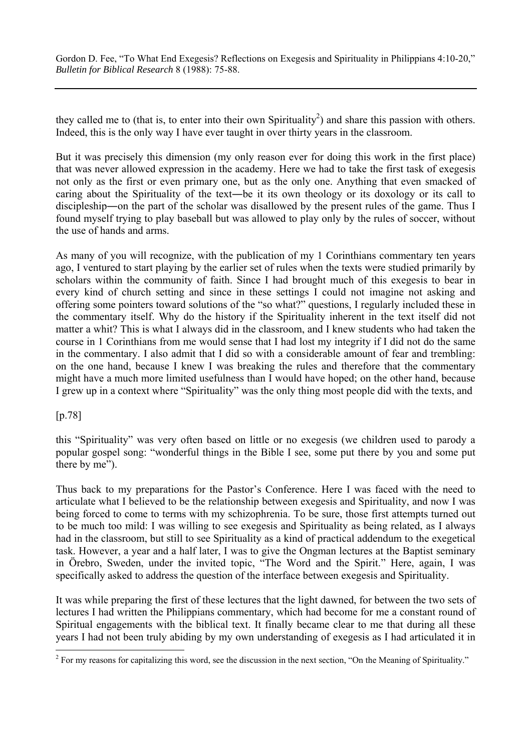they called me to (that is, to enter into their own Spirituality[2]) and share this passion with others. Indeed, this is the only way I have ever taught in over thirty years in the classroom.

But it was precisely this dimension (my only reason ever for doing this work in the first place) that was never allowed expression in the academy. Here we had to take the first task of exegesis not only as the first or even primary one, but as the only one. Anything that even smacked of caring about the Spirituality of the text―be it its own theology or its doxology or its call to discipleship―on the part of the scholar was disallowed by the present rules of the game. Thus I found myself trying to play baseball but was allowed to play only by the rules of soccer, without the use of hands and arms.

As many of you will recognize, with the publication of my 1 Corinthians commentary ten years ago, I ventured to start playing by the earlier set of rules when the texts were studied primarily by scholars within the community of faith. Since I had brought much of this exegesis to bear in every kind of church setting and since in these settings I could not imagine not asking and offering some pointers toward solutions of the "so what?" questions, I regularly included these in the commentary itself. Why do the history if the Spirituality inherent in the text itself did not matter a whit? This is what I always did in the classroom, and I knew students who had taken the course in 1 Corinthians from me would sense that I had lost my integrity if I did not do the same in the commentary. I also admit that I did so with a considerable amount of fear and trembling: on the one hand, because I knew I was breaking the rules and therefore that the commentary might have a much more limited usefulness than I would have hoped; on the other hand, because I grew up in a context where "Spirituality" was the only thing most people did with the texts, and

[p.78]

this "Spirituality" was very often based on little or no exegesis (we children used to parody a popular gospel song: "wonderful things in the Bible I see, some put there by you and some put there by me").

Thus back to my preparations for the Pastor's Conference. Here I was faced with the need to articulate what I believed to be the relationship between exegesis and Spirituality, and now I was being forced to come to terms with my schizophrenia. To be sure, those first attempts turned out to be much too mild: I was willing to see exegesis and Spirituality as being related, as I always had in the classroom, but still to see Spirituality as a kind of practical addendum to the exegetical task. However, a year and a half later, I was to give the Ongman lectures at the Baptist seminary in Örebro, Sweden, under the invited topic, "The Word and the Spirit." Here, again, I was specifically asked to address the question of the interface between exegesis and Spirituality.

It was while preparing the first of these lectures that the light dawned, for between the two sets of lectures I had written the Philippians commentary, which had become for me a constant round of Spiritual engagements with the biblical text. It finally became clear to me that during all these years I had not been truly abiding by my own understanding of exegesis as I had articulated it in

[2] For my reasons for capitalizing this word, see the discussion in the next section, "On the Meaning of Spirituality."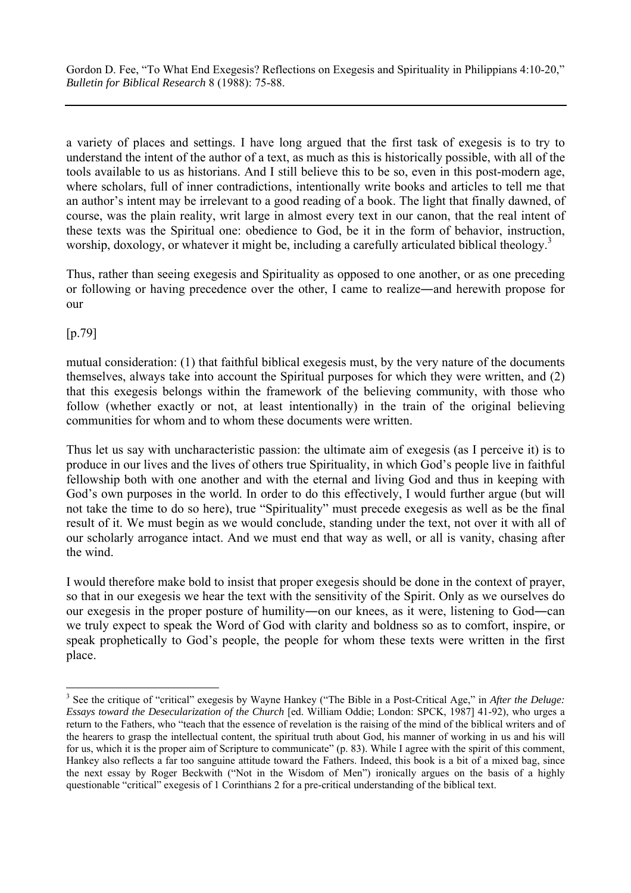a variety of places and settings. I have long argued that the first task of exegesis is to try to understand the intent of the author of a text, as much as this is historically possible, with all of the tools available to us as historians. And I still believe this to be so, even in this post-modern age, where scholars, full of inner contradictions, intentionally write books and articles to tell me that an author's intent may be irrelevant to a good reading of a book. The light that finally dawned, of course, was the plain reality, writ large in almost every text in our canon, that the real intent of these texts was the Spiritual one: obedience to God, be it in the form of behavior, instruction, worship, doxology, or whatever it might be, including a carefully articulated biblical theology.[3]

Thus, rather than seeing exegesis and Spirituality as opposed to one another, or as one preceding or following or having precedence over the other, I came to realize―and herewith propose for our

[p.79]

mutual consideration: (1) that faithful biblical exegesis must, by the very nature of the documents themselves, always take into account the Spiritual purposes for which they were written, and (2) that this exegesis belongs within the framework of the believing community, with those who follow (whether exactly or not, at least intentionally) in the train of the original believing communities for whom and to whom these documents were written.

Thus let us say with uncharacteristic passion: the ultimate aim of exegesis (as I perceive it) is to produce in our lives and the lives of others true Spirituality, in which God's people live in faithful fellowship both with one another and with the eternal and living God and thus in keeping with God's own purposes in the world. In order to do this effectively, I would further argue (but will not take the time to do so here), true "Spirituality" must precede exegesis as well as be the final result of it. We must begin as we would conclude, standing under the text, not over it with all of our scholarly arrogance intact. And we must end that way as well, or all is vanity, chasing after the wind.

I would therefore make bold to insist that proper exegesis should be done in the context of prayer, so that in our exegesis we hear the text with the sensitivity of the Spirit. Only as we ourselves do our exegesis in the proper posture of humility―on our knees, as it were, listening to God―can we truly expect to speak the Word of God with clarity and boldness so as to comfort, inspire, or speak prophetically to God's people, the people for whom these texts were written in the first place.

---

[3] See the critique of "critical" exegesis by Wayne Hankey ("The Bible in a Post-Critical Age," in *After the Deluge: Essays toward the Desecularization of the Church* [ed. William Oddie; London: SPCK, 1987] 41-92), who urges a return to the Fathers, who "teach that the essence of revelation is the raising of the mind of the biblical writers and of the hearers to grasp the intellectual content, the spiritual truth about God, his manner of working in us and his will for us, which it is the proper aim of Scripture to communicate" (p. 83). While I agree with the spirit of this comment, Hankey also reflects a far too sanguine attitude toward the Fathers. Indeed, this book is a bit of a mixed bag, since the next essay by Roger Beckwith ("Not in the Wisdom of Men") ironically argues on the basis of a highly questionable "critical" exegesis of 1 Corinthians 2 for a pre-critical understanding of the biblical text.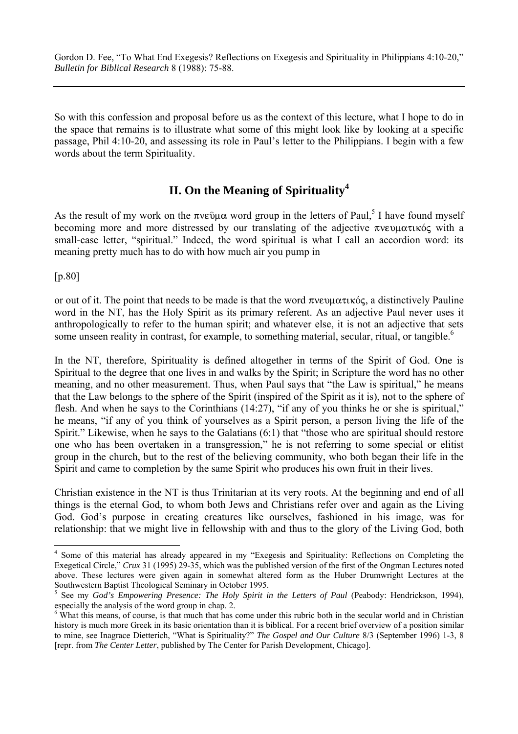So with this confession and proposal before us as the context of this lecture, what I hope to do in the space that remains is to illustrate what some of this might look like by looking at a specific passage, Phil 4:10-20, and assessing its role in Paul's letter to the Philippians. I begin with a few words about the term Spirituality.

## II. On the Meaning of Spirituality[4]

As the result of my work on the πνεῦμα word group in the letters of Paul,[5] I have found myself becoming more and more distressed by our translating of the adjective πνευματικός with a small-case letter, "spiritual." Indeed, the word spiritual is what I call an accordion word: its meaning pretty much has to do with how much air you pump in

[p.80]

or out of it. The point that needs to be made is that the word πνευματικός, a distinctively Pauline word in the NT, has the Holy Spirit as its primary referent. As an adjective Paul never uses it anthropologically to refer to the human spirit; and whatever else, it is not an adjective that sets some unseen reality in contrast, for example, to something material, secular, ritual, or tangible.[6]

In the NT, therefore, Spirituality is defined altogether in terms of the Spirit of God. One is Spiritual to the degree that one lives in and walks by the Spirit; in Scripture the word has no other meaning, and no other measurement. Thus, when Paul says that "the Law is spiritual," he means that the Law belongs to the sphere of the Spirit (inspired of the Spirit as it is), not to the sphere of flesh. And when he says to the Corinthians (14:27), "if any of you thinks he or she is spiritual," he means, "if any of you think of yourselves as a Spirit person, a person living the life of the Spirit." Likewise, when he says to the Galatians (6:1) that "those who are spiritual should restore one who has been overtaken in a transgression," he is not referring to some special or elitist group in the church, but to the rest of the believing community, who both began their life in the Spirit and came to completion by the same Spirit who produces his own fruit in their lives.

Christian existence in the NT is thus Trinitarian at its very roots. At the beginning and end of all things is the eternal God, to whom both Jews and Christians refer over and again as the Living God. God's purpose in creating creatures like ourselves, fashioned in his image, was for relationship: that we might live in fellowship with and thus to the glory of the Living God, both

---

[4] Some of this material has already appeared in my "Exegesis and Spirituality: Reflections on Completing the Exegetical Circle," *Crux* 31 (1995) 29-35, which was the published version of the first of the Ongman Lectures noted above. These lectures were given again in somewhat altered form as the Huber Drumwright Lectures at the Southwestern Baptist Theological Seminary in October 1995.

[5] See my *God's Empowering Presence: The Holy Spirit in the Letters of Paul* (Peabody: Hendrickson, 1994), especially the analysis of the word group in chap. 2.

[6] What this means, of course, is that much that has come under this rubric both in the secular world and in Christian history is much more Greek in its basic orientation than it is biblical. For a recent brief overview of a position similar to mine, see Inagrace Dietterich, "What is Spirituality?" *The Gospel and Our Culture* 8/3 (September 1996) 1-3, 8 [repr. from *The Center Letter*, published by The Center for Parish Development, Chicago].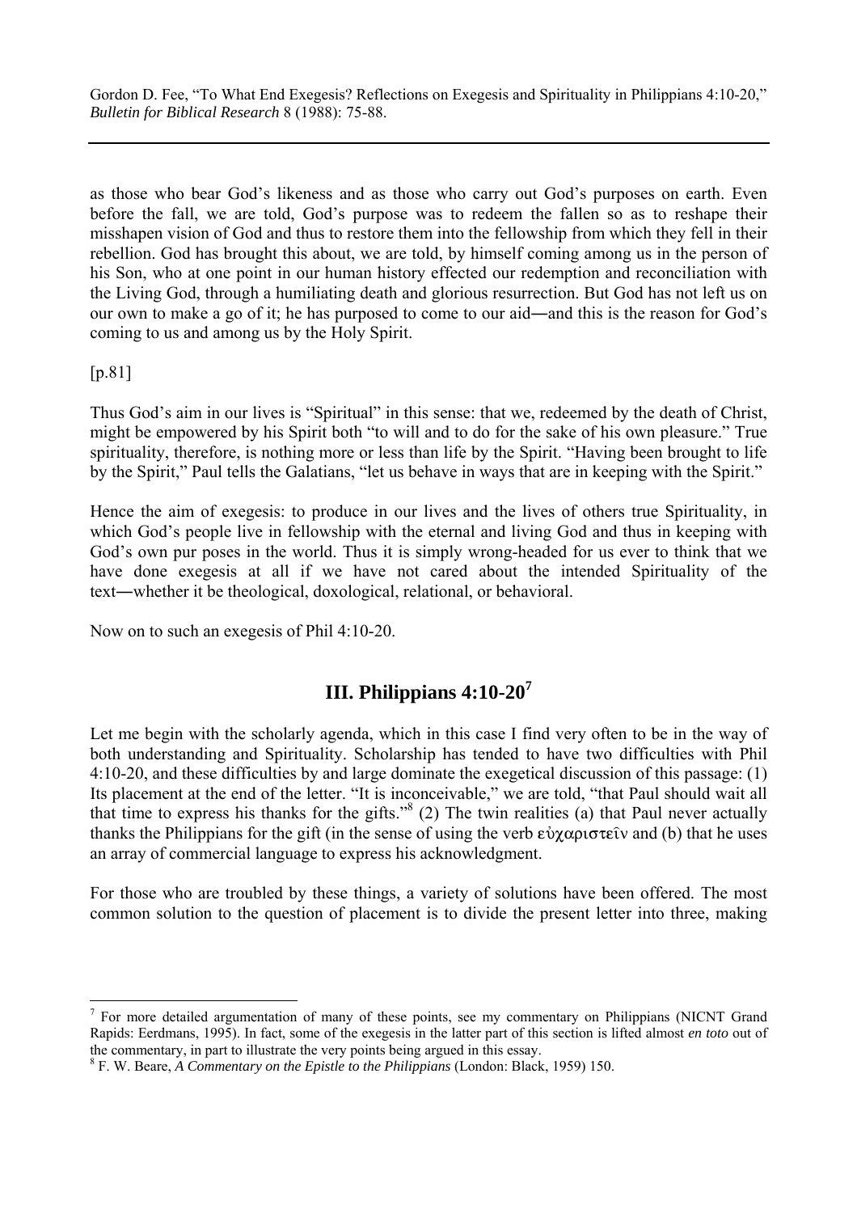as those who bear God's likeness and as those who carry out God's purposes on earth. Even before the fall, we are told, God's purpose was to redeem the fallen so as to reshape their misshapen vision of God and thus to restore them into the fellowship from which they fell in their rebellion. God has brought this about, we are told, by himself coming among us in the person of his Son, who at one point in our human history effected our redemption and reconciliation with the Living God, through a humiliating death and glorious resurrection. But God has not left us on our own to make a go of it; he has purposed to come to our aid―and this is the reason for God's coming to us and among us by the Holy Spirit.

[p.81]

Thus God's aim in our lives is "Spiritual" in this sense: that we, redeemed by the death of Christ, might be empowered by his Spirit both "to will and to do for the sake of his own pleasure." True spirituality, therefore, is nothing more or less than life by the Spirit. "Having been brought to life by the Spirit," Paul tells the Galatians, "let us behave in ways that are in keeping with the Spirit."

Hence the aim of exegesis: to produce in our lives and the lives of others true Spirituality, in which God's people live in fellowship with the eternal and living God and thus in keeping with God's own pur poses in the world. Thus it is simply wrong-headed for us ever to think that we have done exegesis at all if we have not cared about the intended Spirituality of the text―whether it be theological, doxological, relational, or behavioral.

Now on to such an exegesis of Phil 4:10-20.

## III. Philippians 4:10-20[7]

Let me begin with the scholarly agenda, which in this case I find very often to be in the way of both understanding and Spirituality. Scholarship has tended to have two difficulties with Phil 4:10-20, and these difficulties by and large dominate the exegetical discussion of this passage: (1) Its placement at the end of the letter. "It is inconceivable," we are told, "that Paul should wait all that time to express his thanks for the gifts."[8] (2) The twin realities (a) that Paul never actually thanks the Philippians for the gift (in the sense of using the verb εὐχαριστεῖν and (b) that he uses an array of commercial language to express his acknowledgment.

For those who are troubled by these things, a variety of solutions have been offered. The most common solution to the question of placement is to divide the present letter into three, making

---

[7] For more detailed argumentation of many of these points, see my commentary on Philippians (NICNT Grand Rapids: Eerdmans, 1995). In fact, some of the exegesis in the latter part of this section is lifted almost *en toto* out of the commentary, in part to illustrate the very points being argued in this essay.

[8] F. W. Beare, *A Commentary on the Epistle to the Philippians* (London: Black, 1959) 150.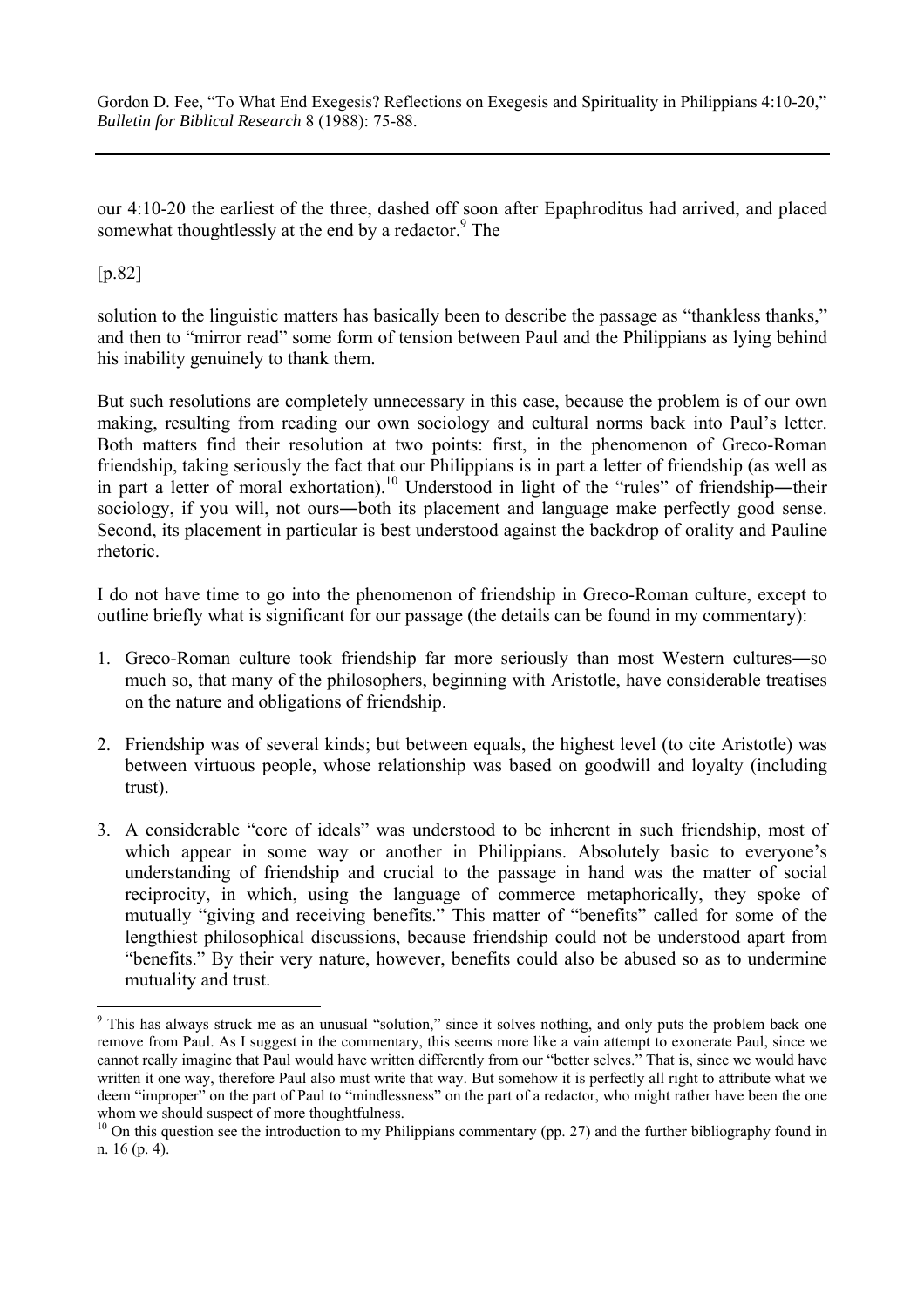our 4:10-20 the earliest of the three, dashed off soon after Epaphroditus had arrived, and placed somewhat thoughtlessly at the end by a redactor.[9] The

[p.82]

solution to the linguistic matters has basically been to describe the passage as "thankless thanks," and then to "mirror read" some form of tension between Paul and the Philippians as lying behind his inability genuinely to thank them.

But such resolutions are completely unnecessary in this case, because the problem is of our own making, resulting from reading our own sociology and cultural norms back into Paul's letter. Both matters find their resolution at two points: first, in the phenomenon of Greco-Roman friendship, taking seriously the fact that our Philippians is in part a letter of friendship (as well as in part a letter of moral exhortation).[10] Understood in light of the "rules" of friendship―their sociology, if you will, not ours―both its placement and language make perfectly good sense. Second, its placement in particular is best understood against the backdrop of orality and Pauline rhetoric.

I do not have time to go into the phenomenon of friendship in Greco-Roman culture, except to outline briefly what is significant for our passage (the details can be found in my commentary):

1. Greco-Roman culture took friendship far more seriously than most Western cultures―so much so, that many of the philosophers, beginning with Aristotle, have considerable treatises on the nature and obligations of friendship.

2. Friendship was of several kinds; but between equals, the highest level (to cite Aristotle) was between virtuous people, whose relationship was based on goodwill and loyalty (including trust).

3. A considerable "core of ideals" was understood to be inherent in such friendship, most of which appear in some way or another in Philippians. Absolutely basic to everyone's understanding of friendship and crucial to the passage in hand was the matter of social reciprocity, in which, using the language of commerce metaphorically, they spoke of mutually "giving and receiving benefits." This matter of "benefits" called for some of the lengthiest philosophical discussions, because friendship could not be understood apart from "benefits." By their very nature, however, benefits could also be abused so as to undermine mutuality and trust.

---

[9] This has always struck me as an unusual "solution," since it solves nothing, and only puts the problem back one remove from Paul. As I suggest in the commentary, this seems more like a vain attempt to exonerate Paul, since we cannot really imagine that Paul would have written differently from our "better selves." That is, since we would have written it one way, therefore Paul also must write that way. But somehow it is perfectly all right to attribute what we deem "improper" on the part of Paul to "mindlessness" on the part of a redactor, who might rather have been the one whom we should suspect of more thoughtfulness.

[10] On this question see the introduction to my Philippians commentary (pp. 27) and the further bibliography found in n. 16 (p. 4).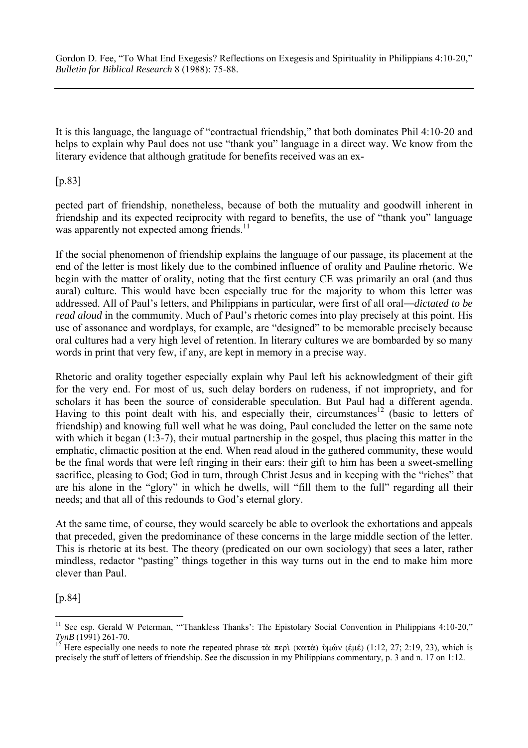It is this language, the language of "contractual friendship," that both dominates Phil 4:10-20 and helps to explain why Paul does not use "thank you" language in a direct way. We know from the literary evidence that although gratitude for benefits received was an ex-

[p.83]

pected part of friendship, nonetheless, because of both the mutuality and goodwill inherent in friendship and its expected reciprocity with regard to benefits, the use of "thank you" language was apparently not expected among friends.[11]

If the social phenomenon of friendship explains the language of our passage, its placement at the end of the letter is most likely due to the combined influence of orality and Pauline rhetoric. We begin with the matter of orality, noting that the first century CE was primarily an oral (and thus aural) culture. This would have been especially true for the majority to whom this letter was addressed. All of Paul's letters, and Philippians in particular, were first of all oral—*dictated to be read aloud* in the community. Much of Paul's rhetoric comes into play precisely at this point. His use of assonance and wordplays, for example, are "designed" to be memorable precisely because oral cultures had a very high level of retention. In literary cultures we are bombarded by so many words in print that very few, if any, are kept in memory in a precise way.

Rhetoric and orality together especially explain why Paul left his acknowledgment of their gift for the very end. For most of us, such delay borders on rudeness, if not impropriety, and for scholars it has been the source of considerable speculation. But Paul had a different agenda. Having to this point dealt with his, and especially their, circumstances[12] (basic to letters of friendship) and knowing full well what he was doing, Paul concluded the letter on the same note with which it began (1:3-7), their mutual partnership in the gospel, thus placing this matter in the emphatic, climactic position at the end. When read aloud in the gathered community, these would be the final words that were left ringing in their ears: their gift to him has been a sweet-smelling sacrifice, pleasing to God; God in turn, through Christ Jesus and in keeping with the "riches" that are his alone in the "glory" in which he dwells, will "fill them to the full" regarding all their needs; and that all of this redounds to God's eternal glory.

At the same time, of course, they would scarcely be able to overlook the exhortations and appeals that preceded, given the predominance of these concerns in the large middle section of the letter. This is rhetoric at its best. The theory (predicated on our own sociology) that sees a later, rather mindless, redactor "pasting" things together in this way turns out in the end to make him more clever than Paul.

[p.84]

---

[11] See esp. Gerald W Peterman, "'Thankless Thanks': The Epistolary Social Convention in Philippians 4:10-20," *TynB* (1991) 261-70.

[12] Here especially one needs to note the repeated phrase τὰ περὶ (κατὰ) ὑμῶν (ἐμέ) (1:12, 27; 2:19, 23), which is precisely the stuff of letters of friendship. See the discussion in my Philippians commentary, p. 3 and n. 17 on 1:12.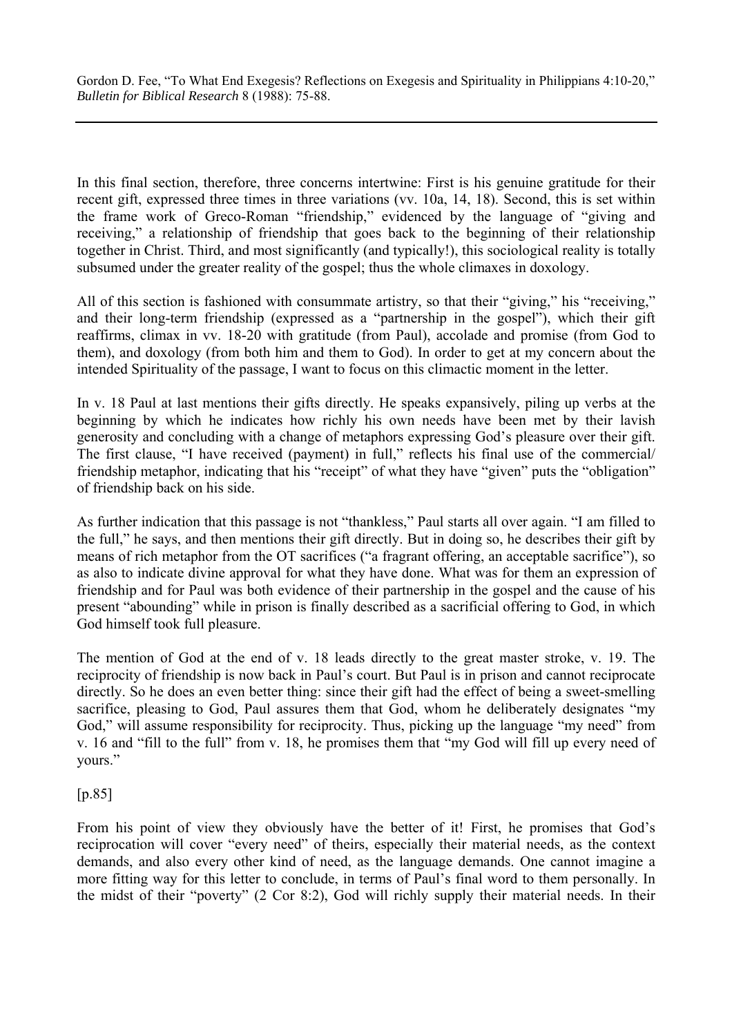In this final section, therefore, three concerns intertwine: First is his genuine gratitude for their recent gift, expressed three times in three variations (vv. 10a, 14, 18). Second, this is set within the frame work of Greco-Roman "friendship," evidenced by the language of "giving and receiving," a relationship of friendship that goes back to the beginning of their relationship together in Christ. Third, and most significantly (and typically!), this sociological reality is totally subsumed under the greater reality of the gospel; thus the whole climaxes in doxology.

All of this section is fashioned with consummate artistry, so that their "giving," his "receiving," and their long-term friendship (expressed as a "partnership in the gospel"), which their gift reaffirms, climax in vv. 18-20 with gratitude (from Paul), accolade and promise (from God to them), and doxology (from both him and them to God). In order to get at my concern about the intended Spirituality of the passage, I want to focus on this climactic moment in the letter.

In v. 18 Paul at last mentions their gifts directly. He speaks expansively, piling up verbs at the beginning by which he indicates how richly his own needs have been met by their lavish generosity and concluding with a change of metaphors expressing God's pleasure over their gift. The first clause, "I have received (payment) in full," reflects his final use of the commercial/ friendship metaphor, indicating that his "receipt" of what they have "given" puts the "obligation" of friendship back on his side.

As further indication that this passage is not "thankless," Paul starts all over again. "I am filled to the full," he says, and then mentions their gift directly. But in doing so, he describes their gift by means of rich metaphor from the OT sacrifices ("a fragrant offering, an acceptable sacrifice"), so as also to indicate divine approval for what they have done. What was for them an expression of friendship and for Paul was both evidence of their partnership in the gospel and the cause of his present "abounding" while in prison is finally described as a sacrificial offering to God, in which God himself took full pleasure.

The mention of God at the end of v. 18 leads directly to the great master stroke, v. 19. The reciprocity of friendship is now back in Paul's court. But Paul is in prison and cannot reciprocate directly. So he does an even better thing: since their gift had the effect of being a sweet-smelling sacrifice, pleasing to God, Paul assures them that God, whom he deliberately designates "my God," will assume responsibility for reciprocity. Thus, picking up the language "my need" from v. 16 and "fill to the full" from v. 18, he promises them that "my God will fill up every need of yours."

[p.85]

From his point of view they obviously have the better of it! First, he promises that God's reciprocation will cover "every need" of theirs, especially their material needs, as the context demands, and also every other kind of need, as the language demands. One cannot imagine a more fitting way for this letter to conclude, in terms of Paul's final word to them personally. In the midst of their "poverty" (2 Cor 8:2), God will richly supply their material needs. In their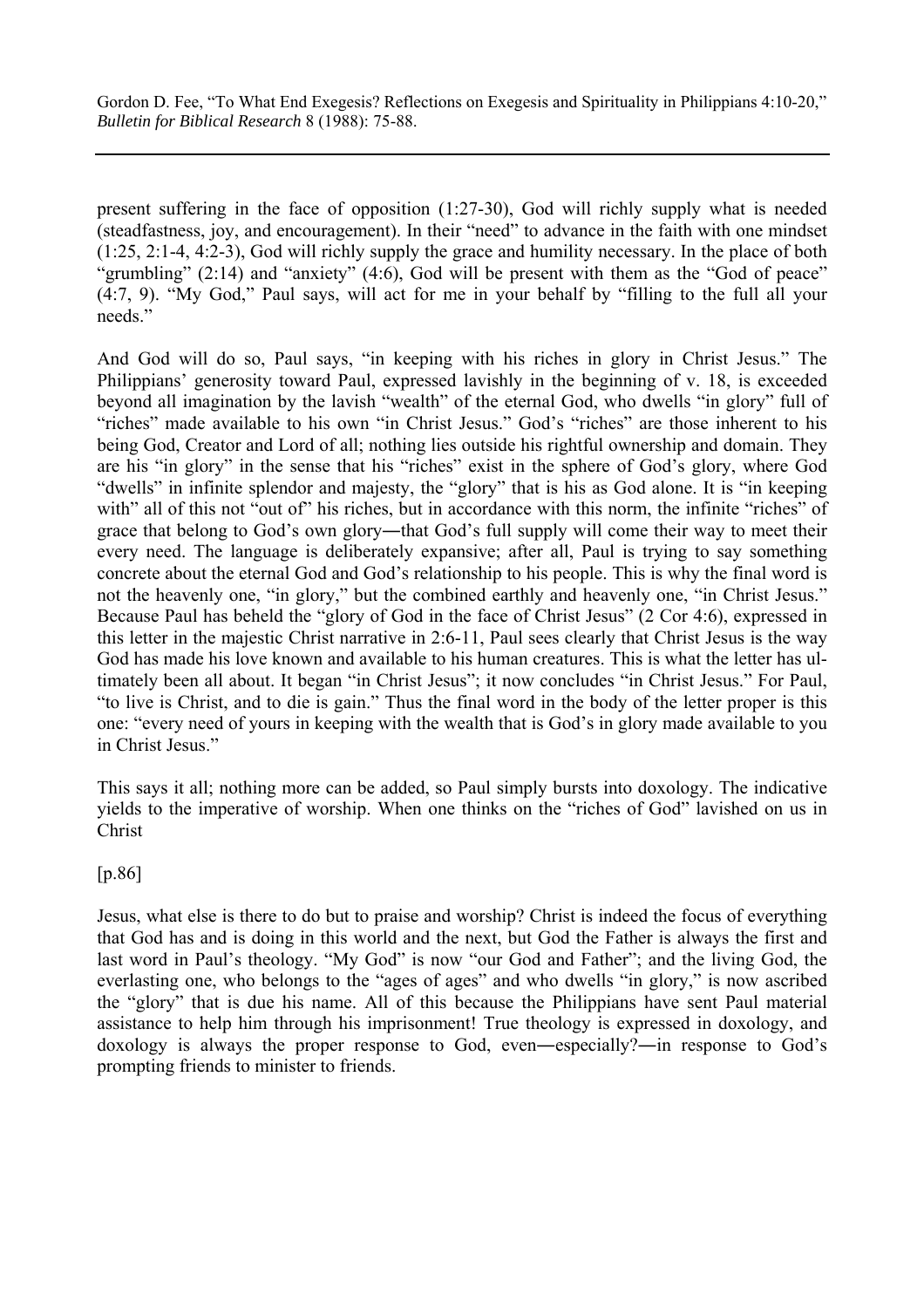present suffering in the face of opposition (1:27-30), God will richly supply what is needed (steadfastness, joy, and encouragement). In their "need" to advance in the faith with one mindset (1:25, 2:1-4, 4:2-3), God will richly supply the grace and humility necessary. In the place of both "grumbling" (2:14) and "anxiety" (4:6), God will be present with them as the "God of peace" (4:7, 9). "My God," Paul says, will act for me in your behalf by "filling to the full all your needs."

And God will do so, Paul says, "in keeping with his riches in glory in Christ Jesus." The Philippians' generosity toward Paul, expressed lavishly in the beginning of v. 18, is exceeded beyond all imagination by the lavish "wealth" of the eternal God, who dwells "in glory" full of "riches" made available to his own "in Christ Jesus." God's "riches" are those inherent to his being God, Creator and Lord of all; nothing lies outside his rightful ownership and domain. They are his "in glory" in the sense that his "riches" exist in the sphere of God's glory, where God "dwells" in infinite splendor and majesty, the "glory" that is his as God alone. It is "in keeping with" all of this not "out of" his riches, but in accordance with this norm, the infinite "riches" of grace that belong to God's own glory―that God's full supply will come their way to meet their every need. The language is deliberately expansive; after all, Paul is trying to say something concrete about the eternal God and God's relationship to his people. This is why the final word is not the heavenly one, "in glory," but the combined earthly and heavenly one, "in Christ Jesus." Because Paul has beheld the "glory of God in the face of Christ Jesus" (2 Cor 4:6), expressed in this letter in the majestic Christ narrative in 2:6-11, Paul sees clearly that Christ Jesus is the way God has made his love known and available to his human creatures. This is what the letter has ultimately been all about. It began "in Christ Jesus"; it now concludes "in Christ Jesus." For Paul, "to live is Christ, and to die is gain." Thus the final word in the body of the letter proper is this one: "every need of yours in keeping with the wealth that is God's in glory made available to you in Christ Jesus."

This says it all; nothing more can be added, so Paul simply bursts into doxology. The indicative yields to the imperative of worship. When one thinks on the "riches of God" lavished on us in Christ

[p.86]

Jesus, what else is there to do but to praise and worship? Christ is indeed the focus of everything that God has and is doing in this world and the next, but God the Father is always the first and last word in Paul's theology. "My God" is now "our God and Father"; and the living God, the everlasting one, who belongs to the "ages of ages" and who dwells "in glory," is now ascribed the "glory" that is due his name. All of this because the Philippians have sent Paul material assistance to help him through his imprisonment! True theology is expressed in doxology, and doxology is always the proper response to God, even―especially?―in response to God's prompting friends to minister to friends.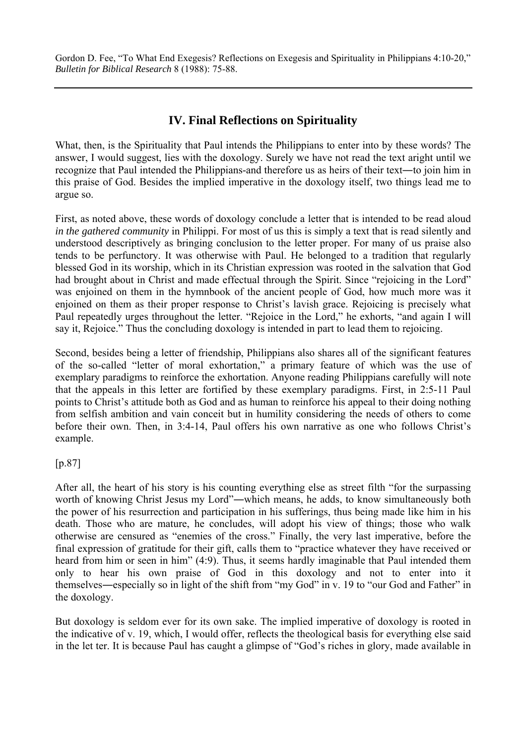## IV. Final Reflections on Spirituality

What, then, is the Spirituality that Paul intends the Philippians to enter into by these words? The answer, I would suggest, lies with the doxology. Surely we have not read the text aright until we recognize that Paul intended the Philippians-and therefore us as heirs of their text―to join him in this praise of God. Besides the implied imperative in the doxology itself, two things lead me to argue so.

First, as noted above, these words of doxology conclude a letter that is intended to be read aloud *in the gathered community* in Philippi. For most of us this is simply a text that is read silently and understood descriptively as bringing conclusion to the letter proper. For many of us praise also tends to be perfunctory. It was otherwise with Paul. He belonged to a tradition that regularly blessed God in its worship, which in its Christian expression was rooted in the salvation that God had brought about in Christ and made effectual through the Spirit. Since "rejoicing in the Lord" was enjoined on them in the hymnbook of the ancient people of God, how much more was it enjoined on them as their proper response to Christ's lavish grace. Rejoicing is precisely what Paul repeatedly urges throughout the letter. "Rejoice in the Lord," he exhorts, "and again I will say it, Rejoice." Thus the concluding doxology is intended in part to lead them to rejoicing.

Second, besides being a letter of friendship, Philippians also shares all of the significant features of the so-called "letter of moral exhortation," a primary feature of which was the use of exemplary paradigms to reinforce the exhortation. Anyone reading Philippians carefully will note that the appeals in this letter are fortified by these exemplary paradigms. First, in 2:5-11 Paul points to Christ's attitude both as God and as human to reinforce his appeal to their doing nothing from selfish ambition and vain conceit but in humility considering the needs of others to come before their own. Then, in 3:4-14, Paul offers his own narrative as one who follows Christ's example.

[p.87]

After all, the heart of his story is his counting everything else as street filth "for the surpassing worth of knowing Christ Jesus my Lord"―which means, he adds, to know simultaneously both the power of his resurrection and participation in his sufferings, thus being made like him in his death. Those who are mature, he concludes, will adopt his view of things; those who walk otherwise are censured as "enemies of the cross." Finally, the very last imperative, before the final expression of gratitude for their gift, calls them to "practice whatever they have received or heard from him or seen in him" (4:9). Thus, it seems hardly imaginable that Paul intended them only to hear his own praise of God in this doxology and not to enter into it themselves―especially so in light of the shift from "my God" in v. 19 to "our God and Father" in the doxology.

But doxology is seldom ever for its own sake. The implied imperative of doxology is rooted in the indicative of v. 19, which, I would offer, reflects the theological basis for everything else said in the let ter. It is because Paul has caught a glimpse of "God's riches in glory, made available in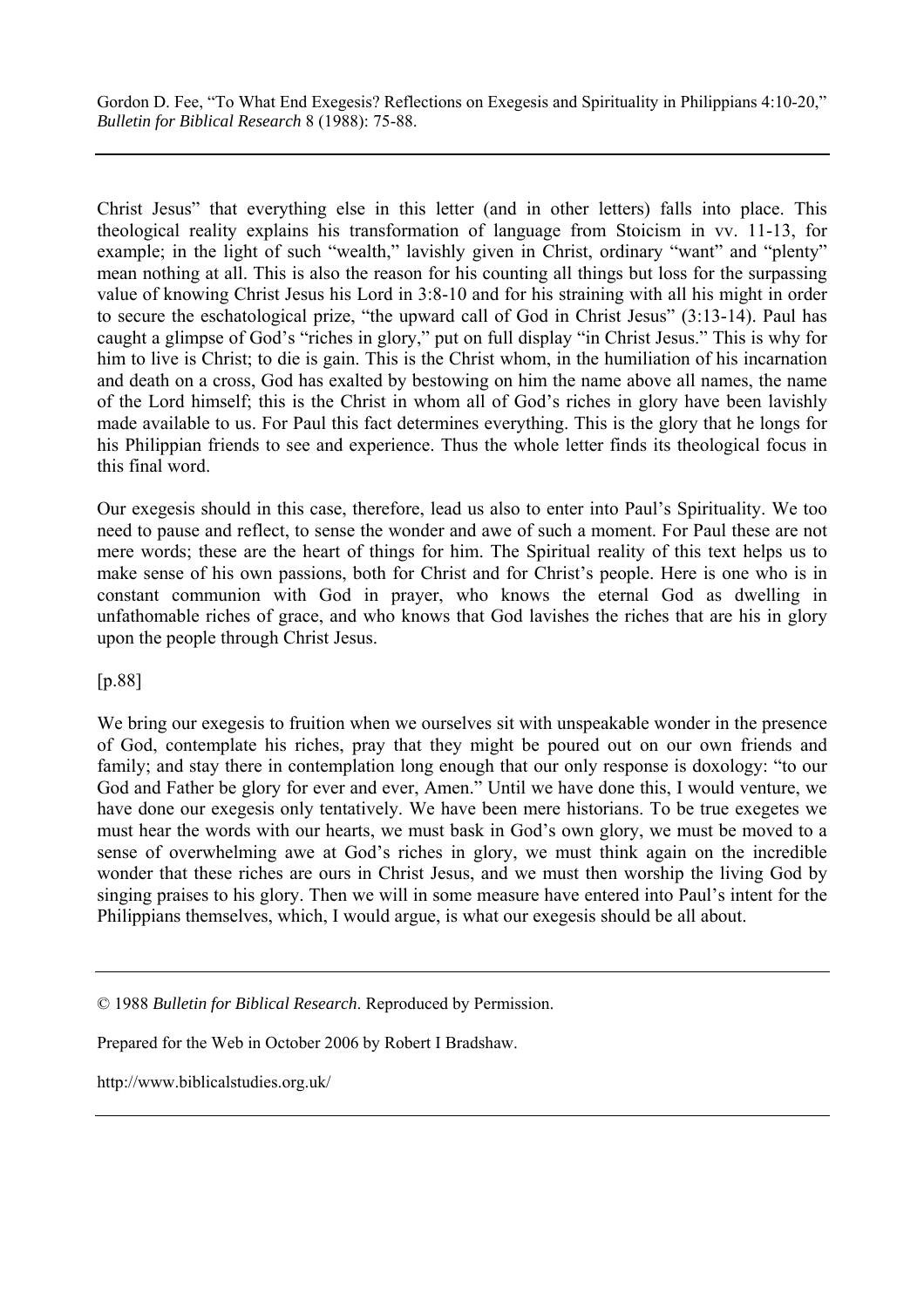Christ Jesus" that everything else in this letter (and in other letters) falls into place. This theological reality explains his transformation of language from Stoicism in vv. 11-13, for example; in the light of such "wealth," lavishly given in Christ, ordinary "want" and "plenty" mean nothing at all. This is also the reason for his counting all things but loss for the surpassing value of knowing Christ Jesus his Lord in 3:8-10 and for his straining with all his might in order to secure the eschatological prize, "the upward call of God in Christ Jesus" (3:13-14). Paul has caught a glimpse of God's "riches in glory," put on full display "in Christ Jesus." This is why for him to live is Christ; to die is gain. This is the Christ whom, in the humiliation of his incarnation and death on a cross, God has exalted by bestowing on him the name above all names, the name of the Lord himself; this is the Christ in whom all of God's riches in glory have been lavishly made available to us. For Paul this fact determines everything. This is the glory that he longs for his Philippian friends to see and experience. Thus the whole letter finds its theological focus in this final word.

Our exegesis should in this case, therefore, lead us also to enter into Paul's Spirituality. We too need to pause and reflect, to sense the wonder and awe of such a moment. For Paul these are not mere words; these are the heart of things for him. The Spiritual reality of this text helps us to make sense of his own passions, both for Christ and for Christ's people. Here is one who is in constant communion with God in prayer, who knows the eternal God as dwelling in unfathomable riches of grace, and who knows that God lavishes the riches that are his in glory upon the people through Christ Jesus.

[p.88]

We bring our exegesis to fruition when we ourselves sit with unspeakable wonder in the presence of God, contemplate his riches, pray that they might be poured out on our own friends and family; and stay there in contemplation long enough that our only response is doxology: "to our God and Father be glory for ever and ever, Amen." Until we have done this, I would venture, we have done our exegesis only tentatively. We have been mere historians. To be true exegetes we must hear the words with our hearts, we must bask in God's own glory, we must be moved to a sense of overwhelming awe at God's riches in glory, we must think again on the incredible wonder that these riches are ours in Christ Jesus, and we must then worship the living God by singing praises to his glory. Then we will in some measure have entered into Paul's intent for the Philippians themselves, which, I would argue, is what our exegesis should be all about.

---

© 1988 *Bulletin for Biblical Research*. Reproduced by Permission.

Prepared for the Web in October 2006 by Robert I Bradshaw.

http://www.biblicalstudies.org.uk/